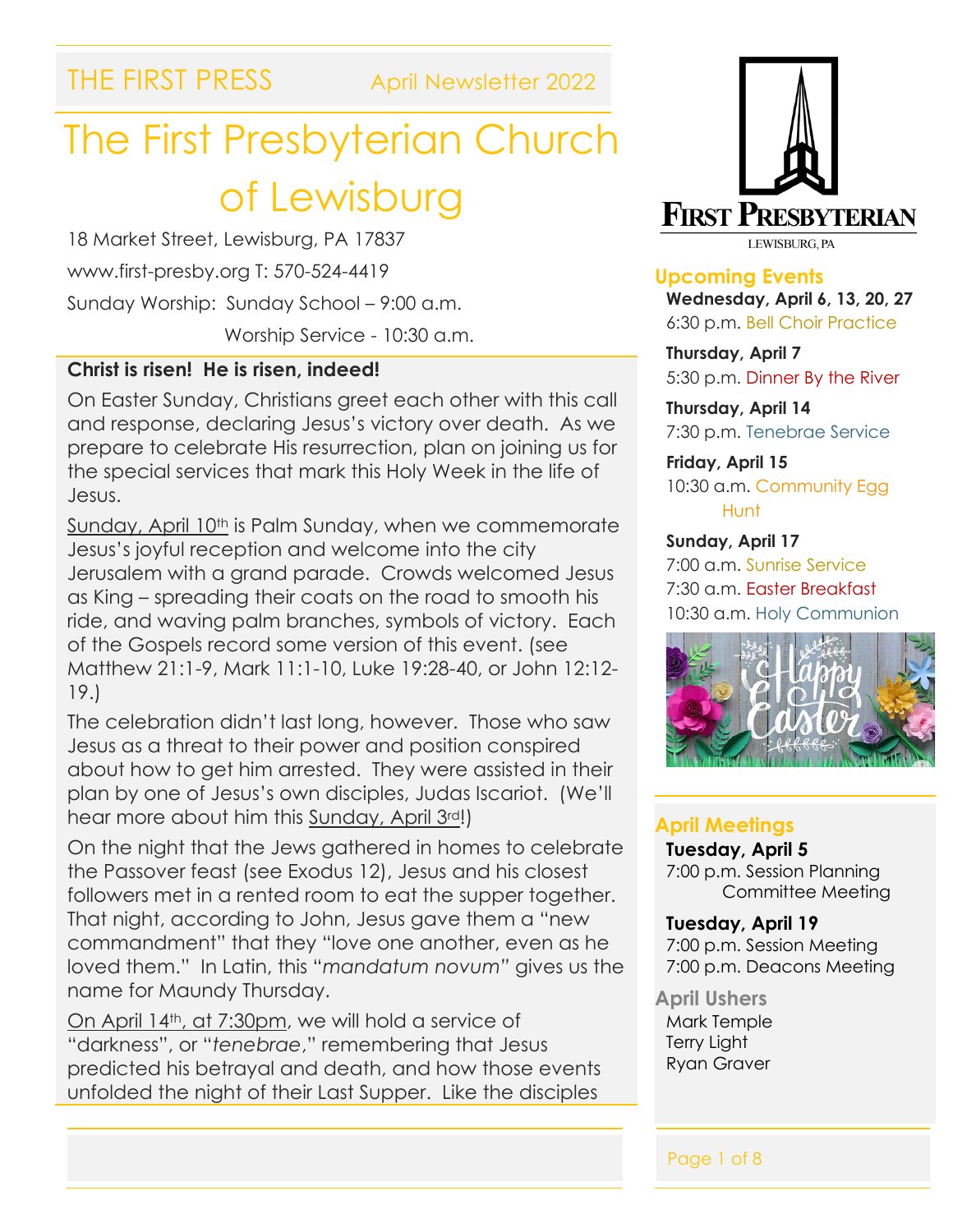THE FIRST PRESS April Newsletter 2022

# The First Presbyterian Church of Lewisburg

18 Market Street, Lewisburg, PA 17837

www.first-presby.org T: 570-524-4419

Sunday Worship: Sunday School – 9:00 a.m.

Worship Service - 10:30 a.m.

**Christ is risen! He is risen, indeed!**

On Easter Sunday, Christians greet each other with this call and response, declaring Jesus's victory over death. As we prepare to celebrate His resurrection, plan on joining us for the special services that mark this Holy Week in the life of Jesus.

Sunday, April 10th is Palm Sunday, when we commemorate Jesus's joyful reception and welcome into the city Jerusalem with a grand parade. Crowds welcomed Jesus as King – spreading their coats on the road to smooth his ride, and waving palm branches, symbols of victory. Each of the Gospels record some version of this event. (see Matthew 21:1-9, Mark 11:1-10, Luke 19:28-40, or John 12:12-19.)

The celebration didn't last long, however. Those who saw Jesus as a threat to their power and position conspired about how to get him arrested. They were assisted in their plan by one of Jesus's own disciples, Judas Iscariot. (We'll hear more about him this Sunday, April 3rd!)

On the night that the Jews gathered in homes to celebrate the Passover feast (see Exodus 12), Jesus and his closest followers met in a rented room to eat the supper together. That night, according to John, Jesus gave them a "new commandment" that they "love one another, even as he loved them." In Latin, this "*mandatum novum*" gives us the name for Maundy Thursday.

On April 14th, at 7:30pm, we will hold a service of "darkness", or "*tenebrae*," remembering that Jesus predicted his betrayal and death, and how those events unfolded the night of their Last Supper. Like the disciples

FIRST PRESBYTERIAN
LEWISBURG, PA

## Upcoming Events

**Wednesday, April 6, 13, 20, 27**
6:30 p.m. Bell Choir Practice

**Thursday, April 7**
5:30 p.m. Dinner By the River

**Thursday, April 14**
7:30 p.m. Tenebrae Service

**Friday, April 15**
10:30 a.m. Community Egg Hunt

**Sunday, April 17**
7:00 a.m. Sunrise Service
7:30 a.m. Easter Breakfast
10:30 a.m. Holy Communion

## April Meetings

**Tuesday, April 5**
7:00 p.m. Session Planning Committee Meeting

**Tuesday, April 19**
7:00 p.m. Session Meeting
7:00 p.m. Deacons Meeting

## April Ushers

Mark Temple
Terry Light
Ryan Graver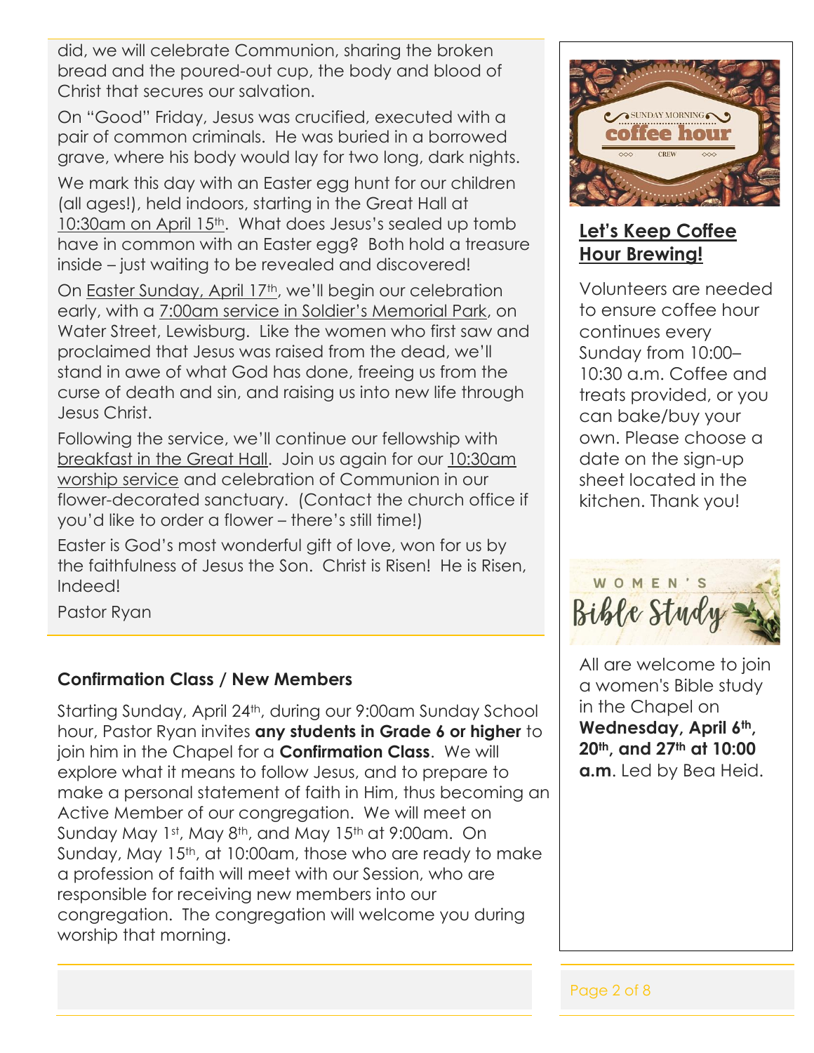did, we will celebrate Communion, sharing the broken bread and the poured-out cup, the body and blood of Christ that secures our salvation.

On "Good" Friday, Jesus was crucified, executed with a pair of common criminals. He was buried in a borrowed grave, where his body would lay for two long, dark nights.

We mark this day with an Easter egg hunt for our children (all ages!), held indoors, starting in the Great Hall at 10:30am on April 15th. What does Jesus's sealed up tomb have in common with an Easter egg? Both hold a treasure inside – just waiting to be revealed and discovered!

On Easter Sunday, April 17th, we'll begin our celebration early, with a 7:00am service in Soldier's Memorial Park, on Water Street, Lewisburg. Like the women who first saw and proclaimed that Jesus was raised from the dead, we'll stand in awe of what God has done, freeing us from the curse of death and sin, and raising us into new life through Jesus Christ.

Following the service, we'll continue our fellowship with breakfast in the Great Hall. Join us again for our 10:30am worship service and celebration of Communion in our flower-decorated sanctuary. (Contact the church office if you'd like to order a flower – there's still time!)

Easter is God's most wonderful gift of love, won for us by the faithfulness of Jesus the Son. Christ is Risen! He is Risen, Indeed!

Pastor Ryan

## Confirmation Class / New Members

Starting Sunday, April 24th, during our 9:00am Sunday School hour, Pastor Ryan invites **any students in Grade 6 or higher** to join him in the Chapel for a **Confirmation Class**. We will explore what it means to follow Jesus, and to prepare to make a personal statement of faith in Him, thus becoming an Active Member of our congregation. We will meet on Sunday May 1st, May 8th, and May 15th at 9:00am. On Sunday, May 15th, at 10:00am, those who are ready to make a profession of faith will meet with our Session, who are responsible for receiving new members into our congregation. The congregation will welcome you during worship that morning.

SUNDAY MORNING coffee hour CREW

## Let's Keep Coffee Hour Brewing!

Volunteers are needed to ensure coffee hour continues every Sunday from 10:00–10:30 a.m. Coffee and treats provided, or you can bake/buy your own. Please choose a date on the sign-up sheet located in the kitchen. Thank you!

## WOMEN'S Bible Study

All are welcome to join a women's Bible study in the Chapel on **Wednesday, April 6th, 20th, and 27th at 10:00 a.m**. Led by Bea Heid.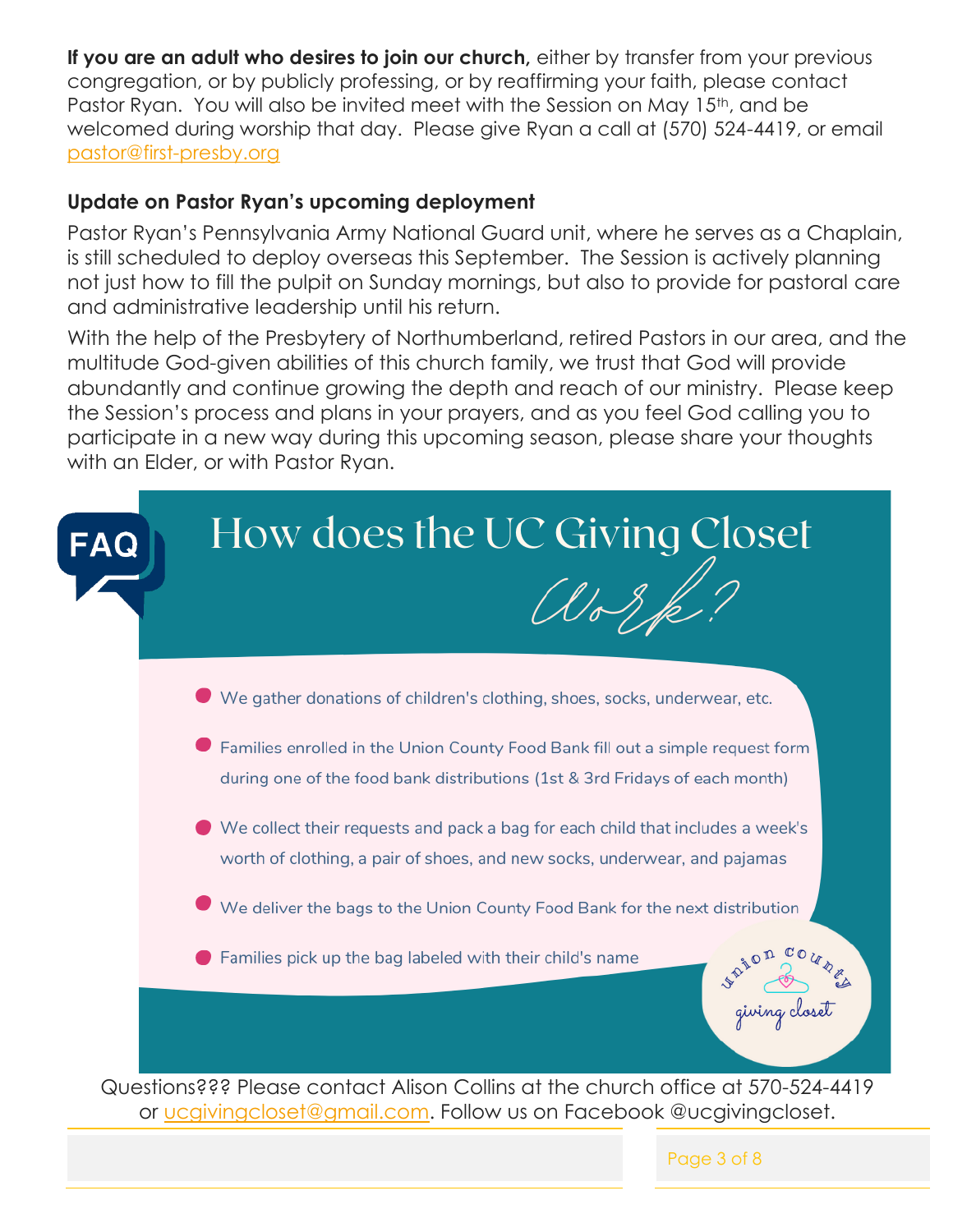**If you are an adult who desires to join our church,** either by transfer from your previous congregation, or by publicly professing, or by reaffirming your faith, please contact Pastor Ryan. You will also be invited meet with the Session on May 15th, and be welcomed during worship that day. Please give Ryan a call at (570) 524-4419, or email pastor@first-presby.org

### Update on Pastor Ryan's upcoming deployment

Pastor Ryan's Pennsylvania Army National Guard unit, where he serves as a Chaplain, is still scheduled to deploy overseas this September. The Session is actively planning not just how to fill the pulpit on Sunday mornings, but also to provide for pastoral care and administrative leadership until his return.

With the help of the Presbytery of Northumberland, retired Pastors in our area, and the multitude God-given abilities of this church family, we trust that God will provide abundantly and continue growing the depth and reach of our ministry. Please keep the Session's process and plans in your prayers, and as you feel God calling you to participate in a new way during this upcoming season, please share your thoughts with an Elder, or with Pastor Ryan.

## FAQ: How does the UC Giving Closet Work?

- We gather donations of children's clothing, shoes, socks, underwear, etc.
- Families enrolled in the Union County Food Bank fill out a simple request form during one of the food bank distributions (1st & 3rd Fridays of each month)
- We collect their requests and pack a bag for each child that includes a week's worth of clothing, a pair of shoes, and new socks, underwear, and pajamas
- We deliver the bags to the Union County Food Bank for the next distribution
- Families pick up the bag labeled with their child's name

Union County giving closet

Questions??? Please contact Alison Collins at the church office at 570-524-4419 or ucgivingcloset@gmail.com. Follow us on Facebook @ucgivingcloset.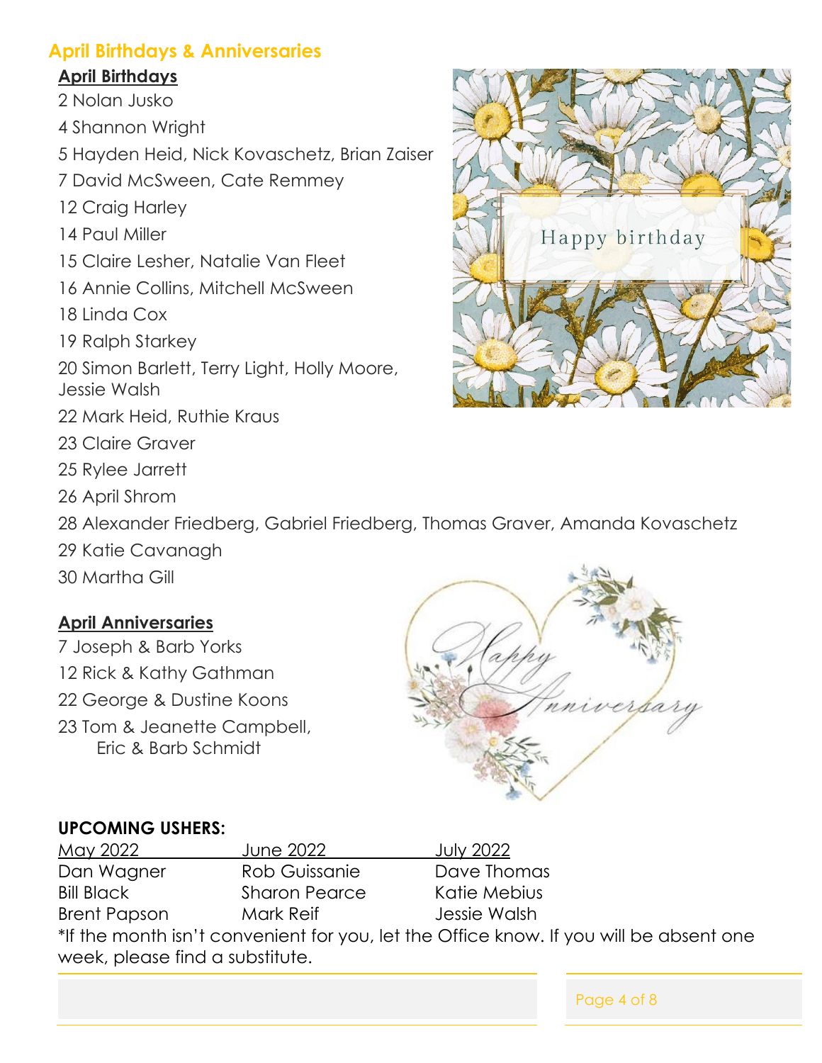## April Birthdays & Anniversaries

### April Birthdays

2 Nolan Jusko

4 Shannon Wright

5 Hayden Heid, Nick Kovaschetz, Brian Zaiser

7 David McSween, Cate Remmey

12 Craig Harley

14 Paul Miller

15 Claire Lesher, Natalie Van Fleet

16 Annie Collins, Mitchell McSween

18 Linda Cox

19 Ralph Starkey

20 Simon Barlett, Terry Light, Holly Moore, Jessie Walsh

22 Mark Heid, Ruthie Kraus

23 Claire Graver

25 Rylee Jarrett

26 April Shrom

28 Alexander Friedberg, Gabriel Friedberg, Thomas Graver, Amanda Kovaschetz

29 Katie Cavanagh

30 Martha Gill

### April Anniversaries

7 Joseph & Barb Yorks

12 Rick & Kathy Gathman

22 George & Dustine Koons

23 Tom & Jeanette Campbell,
Eric & Barb Schmidt

**UPCOMING USHERS:**

| May 2022 | June 2022 | July 2022 |
|---|---|---|
| Dan Wagner | Rob Guissanie | Dave Thomas |
| Bill Black | Sharon Pearce | Katie Mebius |
| Brent Papson | Mark Reif | Jessie Walsh |

*If the month isn't convenient for you, let the Office know. If you will be absent one week, please find a substitute.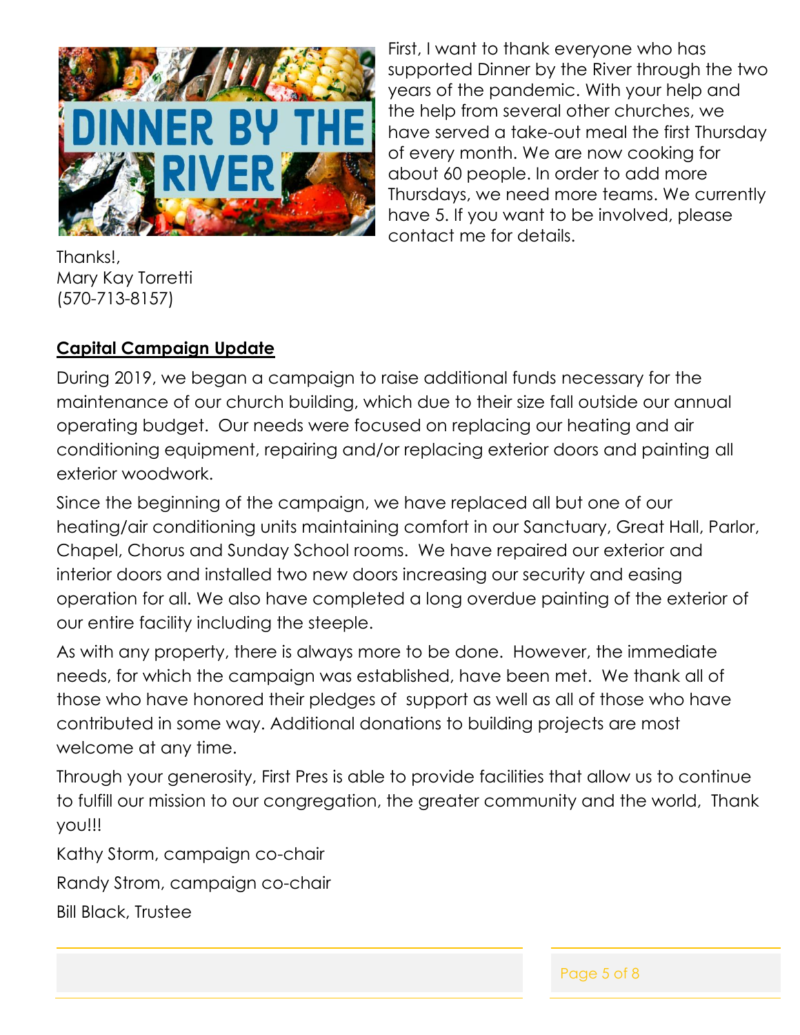DINNER BY THE RIVER

First, I want to thank everyone who has supported Dinner by the River through the two years of the pandemic. With your help and the help from several other churches, we have served a take-out meal the first Thursday of every month. We are now cooking for about 60 people. In order to add more Thursdays, we need more teams. We currently have 5. If you want to be involved, please contact me for details.

Thanks!,
Mary Kay Torretti
(570-713-8157)

**Capital Campaign Update**

During 2019, we began a campaign to raise additional funds necessary for the maintenance of our church building, which due to their size fall outside our annual operating budget. Our needs were focused on replacing our heating and air conditioning equipment, repairing and/or replacing exterior doors and painting all exterior woodwork.

Since the beginning of the campaign, we have replaced all but one of our heating/air conditioning units maintaining comfort in our Sanctuary, Great Hall, Parlor, Chapel, Chorus and Sunday School rooms. We have repaired our exterior and interior doors and installed two new doors increasing our security and easing operation for all. We also have completed a long overdue painting of the exterior of our entire facility including the steeple.

As with any property, there is always more to be done. However, the immediate needs, for which the campaign was established, have been met. We thank all of those who have honored their pledges of support as well as all of those who have contributed in some way. Additional donations to building projects are most welcome at any time.

Through your generosity, First Pres is able to provide facilities that allow us to continue to fulfill our mission to our congregation, the greater community and the world, Thank you!!!

Kathy Storm, campaign co-chair

Randy Strom, campaign co-chair

Bill Black, Trustee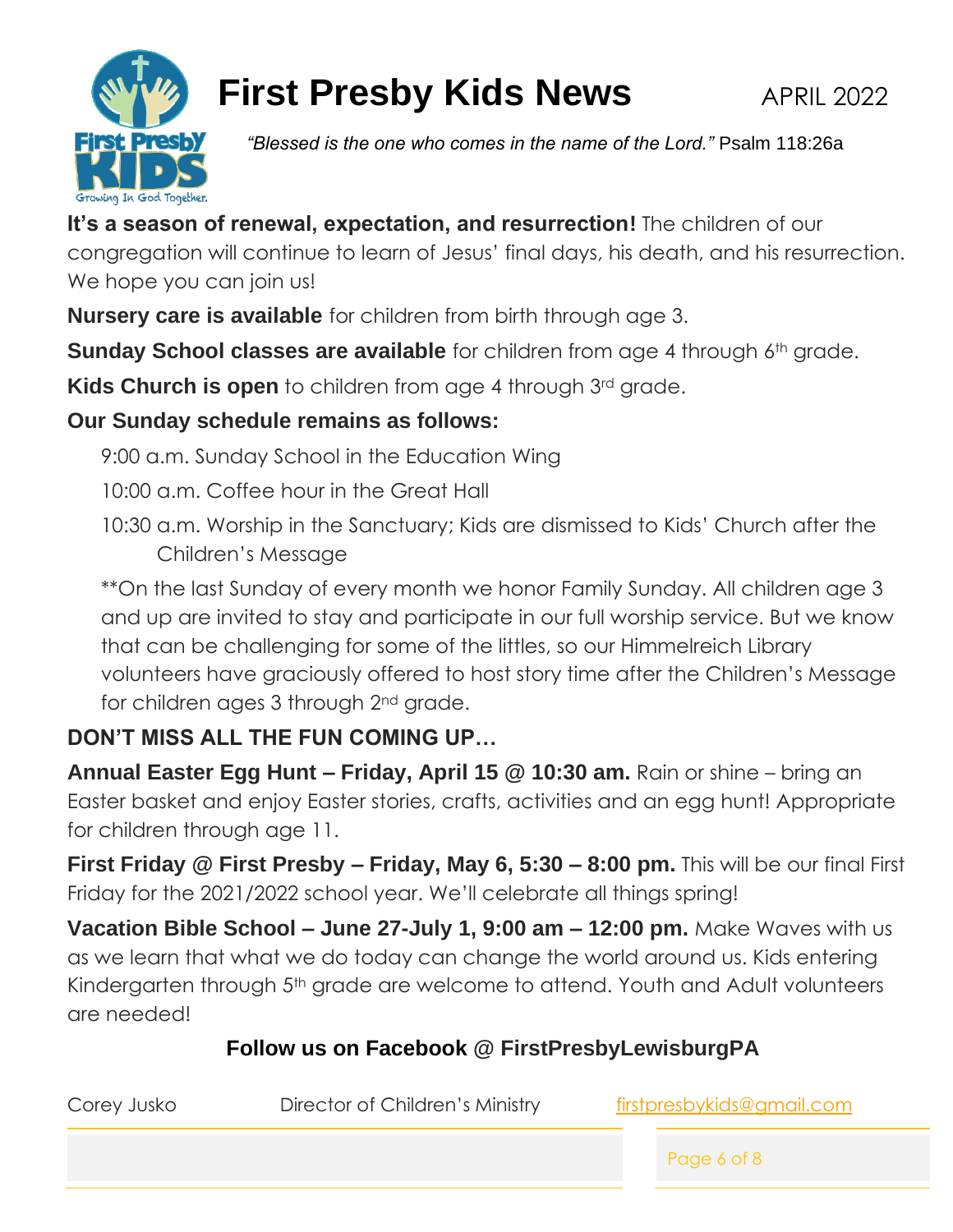# First Presby Kids News

APRIL 2022

*"Blessed is the one who comes in the name of the Lord."* Psalm 118:26a

**It's a season of renewal, expectation, and resurrection!** The children of our congregation will continue to learn of Jesus' final days, his death, and his resurrection. We hope you can join us!

**Nursery care is available** for children from birth through age 3.

**Sunday School classes are available** for children from age 4 through 6th grade.

**Kids Church is open** to children from age 4 through 3rd grade.

**Our Sunday schedule remains as follows:**

9:00 a.m. Sunday School in the Education Wing

10:00 a.m. Coffee hour in the Great Hall

10:30 a.m. Worship in the Sanctuary; Kids are dismissed to Kids' Church after the Children's Message

**On the last Sunday of every month we honor Family Sunday. All children age 3 and up are invited to stay and participate in our full worship service. But we know that can be challenging for some of the littles, so our Himmelreich Library volunteers have graciously offered to host story time after the Children's Message for children ages 3 through 2nd grade.

## DON'T MISS ALL THE FUN COMING UP…

**Annual Easter Egg Hunt – Friday, April 15 @ 10:30 am.** Rain or shine – bring an Easter basket and enjoy Easter stories, crafts, activities and an egg hunt! Appropriate for children through age 11.

**First Friday @ First Presby – Friday, May 6, 5:30 – 8:00 pm.** This will be our final First Friday for the 2021/2022 school year. We'll celebrate all things spring!

**Vacation Bible School – June 27-July 1, 9:00 am – 12:00 pm.** Make Waves with us as we learn that what we do today can change the world around us. Kids entering Kindergarten through 5th grade are welcome to attend. Youth and Adult volunteers are needed!

**Follow us on Facebook @ FirstPresbyLewisburgPA**

Corey Jusko Director of Children's Ministry firstpresbykids@gmail.com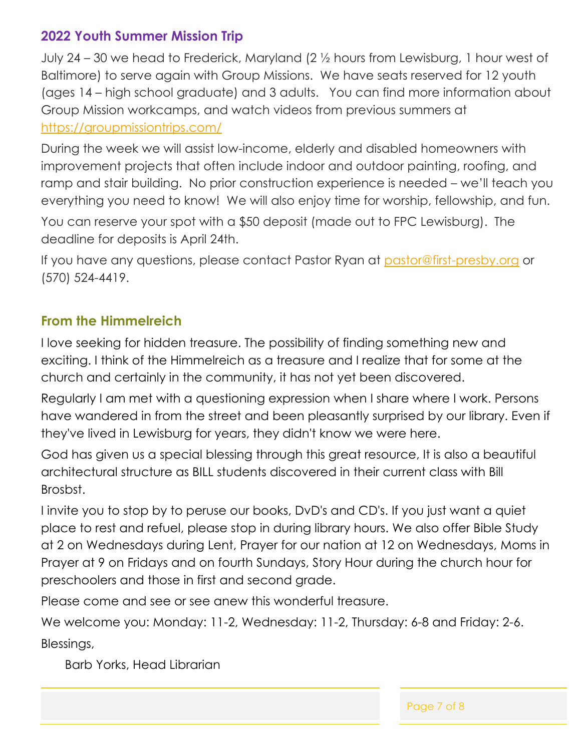## 2022 Youth Summer Mission Trip

July 24 – 30 we head to Frederick, Maryland (2 ½ hours from Lewisburg, 1 hour west of Baltimore) to serve again with Group Missions. We have seats reserved for 12 youth (ages 14 – high school graduate) and 3 adults. You can find more information about Group Mission workcamps, and watch videos from previous summers at https://groupmissiontrips.com/

During the week we will assist low-income, elderly and disabled homeowners with improvement projects that often include indoor and outdoor painting, roofing, and ramp and stair building. No prior construction experience is needed – we'll teach you everything you need to know! We will also enjoy time for worship, fellowship, and fun.

You can reserve your spot with a $50 deposit (made out to FPC Lewisburg). The deadline for deposits is April 24th.

If you have any questions, please contact Pastor Ryan at pastor@first-presby.org or (570) 524-4419.

## From the Himmelreich

I love seeking for hidden treasure. The possibility of finding something new and exciting. I think of the Himmelreich as a treasure and I realize that for some at the church and certainly in the community, it has not yet been discovered.

Regularly I am met with a questioning expression when I share where I work. Persons have wandered in from the street and been pleasantly surprised by our library. Even if they've lived in Lewisburg for years, they didn't know we were here.

God has given us a special blessing through this great resource, It is also a beautiful architectural structure as BILL students discovered in their current class with Bill Brosbst.

I invite you to stop by to peruse our books, DvD's and CD's. If you just want a quiet place to rest and refuel, please stop in during library hours. We also offer Bible Study at 2 on Wednesdays during Lent, Prayer for our nation at 12 on Wednesdays, Moms in Prayer at 9 on Fridays and on fourth Sundays, Story Hour during the church hour for preschoolers and those in first and second grade.

Please come and see or see anew this wonderful treasure.

We welcome you: Monday: 11-2, Wednesday: 11-2, Thursday: 6-8 and Friday: 2-6.

Blessings,

Barb Yorks, Head Librarian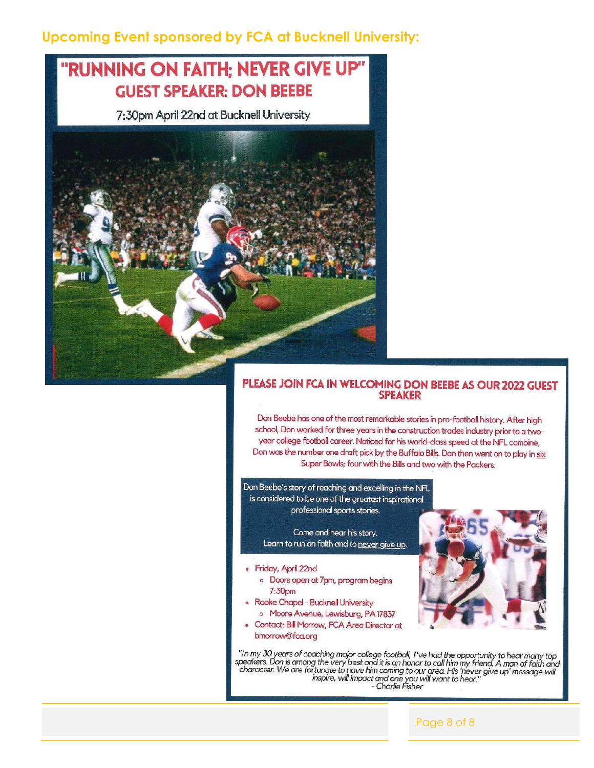## Upcoming Event sponsored by FCA at Bucknell University:

# "RUNNING ON FAITH; NEVER GIVE UP"

## GUEST SPEAKER: DON BEEBE

7:30pm April 22nd at Bucknell University

### PLEASE JOIN FCA IN WELCOMING DON BEEBE AS OUR 2022 GUEST SPEAKER

Don Beebe has one of the most remarkable stories in pro-football history. After high school, Don worked for three years in the construction trades industry prior to a two-year college football career. Noticed for his world-class speed at the NFL combine, Don was the number one draft pick by the Buffalo Bills. Don then went on to play in six Super Bowls; four with the Bills and two with the Packers.

Don Beebe's story of reaching and excelling in the NFL is considered to be one of the greatest inspirational professional sports stories.

Come and hear his story.
Learn to run on faith and to never give up.

- Friday, April 22nd
  - Doors open at 7pm, program begins 7:30pm
- Rooke Chapel - Bucknell University
  - Moore Avenue, Lewisburg, PA 17837
- Contact: Bill Morrow, FCA Area Director at bmorrow@fca.org

*"In my 30 years of coaching major college football, I've had the opportunity to hear many top speakers. Don is among the very best and it is an honor to call him my friend. A man of faith and character. We are fortunate to have him coming to our area. His 'never give up' message will inspire, will impact and one you will want to hear."*
*- Charlie Fisher*